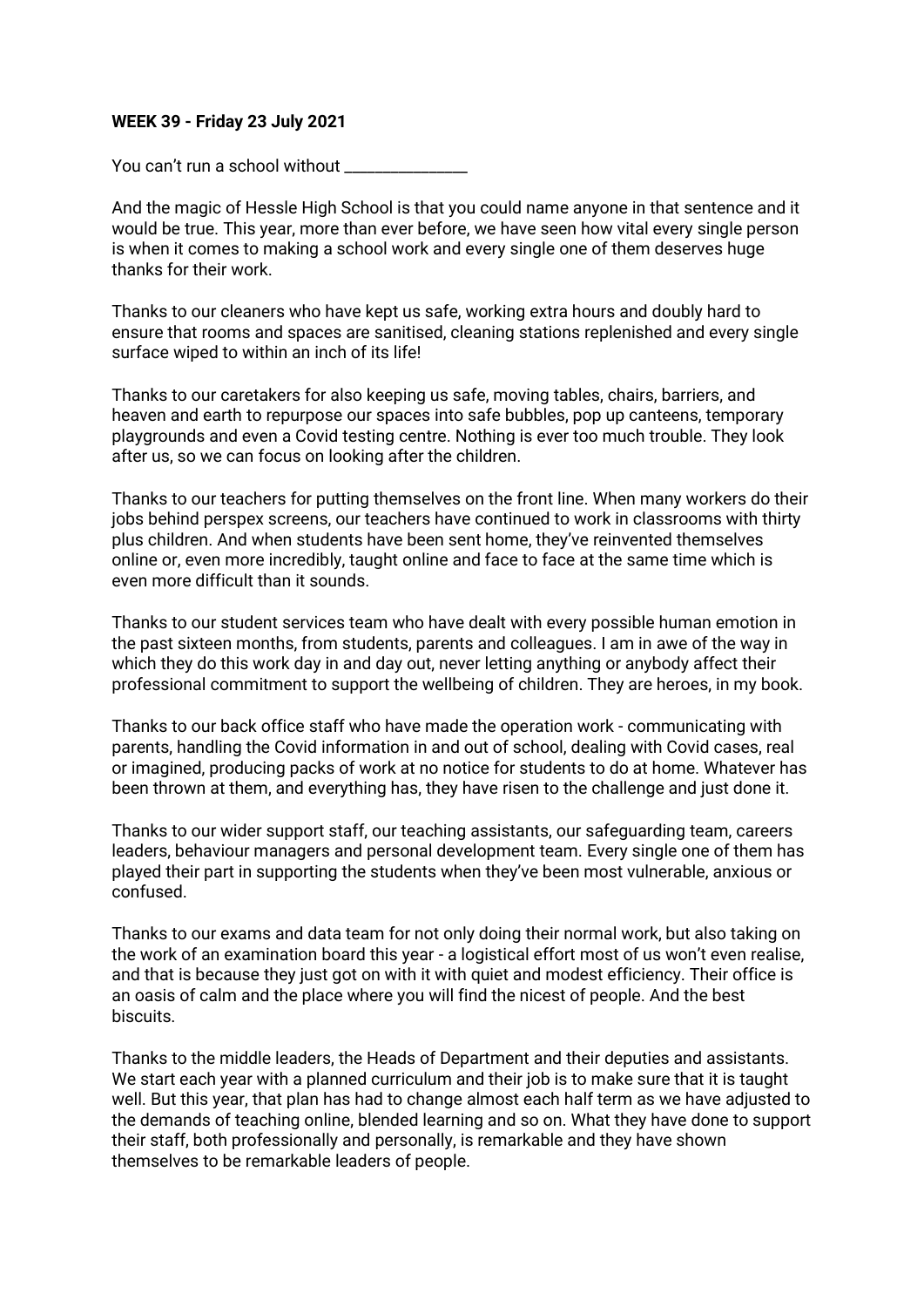**WEEK 39 - Friday 23 July 2021**

You can't run a school without _______________

And the magic of Hessle High School is that you could name anyone in that sentence and it would be true. This year, more than ever before, we have seen how vital every single person is when it comes to making a school work and every single one of them deserves huge thanks for their work.

Thanks to our cleaners who have kept us safe, working extra hours and doubly hard to ensure that rooms and spaces are sanitised, cleaning stations replenished and every single surface wiped to within an inch of its life!

Thanks to our caretakers for also keeping us safe, moving tables, chairs, barriers, and heaven and earth to repurpose our spaces into safe bubbles, pop up canteens, temporary playgrounds and even a Covid testing centre. Nothing is ever too much trouble. They look after us, so we can focus on looking after the children.

Thanks to our teachers for putting themselves on the front line. When many workers do their jobs behind perspex screens, our teachers have continued to work in classrooms with thirty plus children. And when students have been sent home, they've reinvented themselves online or, even more incredibly, taught online and face to face at the same time which is even more difficult than it sounds.

Thanks to our student services team who have dealt with every possible human emotion in the past sixteen months, from students, parents and colleagues. I am in awe of the way in which they do this work day in and day out, never letting anything or anybody affect their professional commitment to support the wellbeing of children. They are heroes, in my book.

Thanks to our back office staff who have made the operation work - communicating with parents, handling the Covid information in and out of school, dealing with Covid cases, real or imagined, producing packs of work at no notice for students to do at home. Whatever has been thrown at them, and everything has, they have risen to the challenge and just done it.

Thanks to our wider support staff, our teaching assistants, our safeguarding team, careers leaders, behaviour managers and personal development team. Every single one of them has played their part in supporting the students when they've been most vulnerable, anxious or confused.

Thanks to our exams and data team for not only doing their normal work, but also taking on the work of an examination board this year - a logistical effort most of us won't even realise, and that is because they just got on with it with quiet and modest efficiency. Their office is an oasis of calm and the place where you will find the nicest of people. And the best biscuits.

Thanks to the middle leaders, the Heads of Department and their deputies and assistants. We start each year with a planned curriculum and their job is to make sure that it is taught well. But this year, that plan has had to change almost each half term as we have adjusted to the demands of teaching online, blended learning and so on. What they have done to support their staff, both professionally and personally, is remarkable and they have shown themselves to be remarkable leaders of people.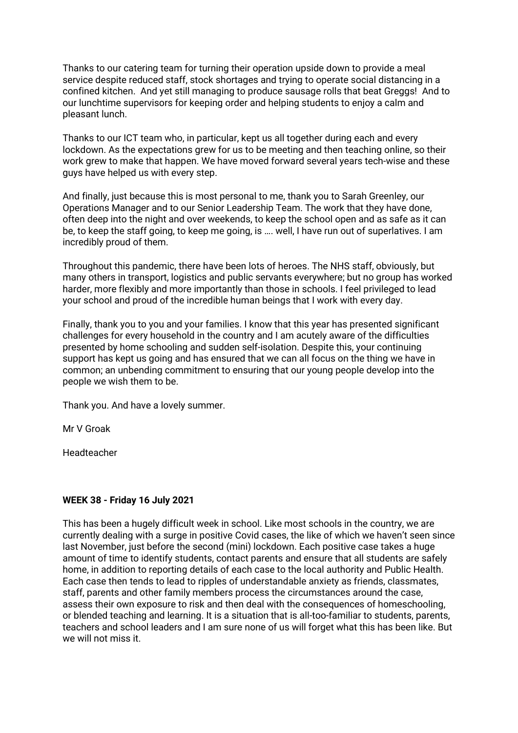Thanks to our catering team for turning their operation upside down to provide a meal service despite reduced staff, stock shortages and trying to operate social distancing in a confined kitchen. And yet still managing to produce sausage rolls that beat Greggs! And to our lunchtime supervisors for keeping order and helping students to enjoy a calm and pleasant lunch.

Thanks to our ICT team who, in particular, kept us all together during each and every lockdown. As the expectations grew for us to be meeting and then teaching online, so their work grew to make that happen. We have moved forward several years tech-wise and these guys have helped us with every step.

And finally, just because this is most personal to me, thank you to Sarah Greenley, our Operations Manager and to our Senior Leadership Team. The work that they have done, often deep into the night and over weekends, to keep the school open and as safe as it can be, to keep the staff going, to keep me going, is …. well, I have run out of superlatives. I am incredibly proud of them.

Throughout this pandemic, there have been lots of heroes. The NHS staff, obviously, but many others in transport, logistics and public servants everywhere; but no group has worked harder, more flexibly and more importantly than those in schools. I feel privileged to lead your school and proud of the incredible human beings that I work with every day.

Finally, thank you to you and your families. I know that this year has presented significant challenges for every household in the country and I am acutely aware of the difficulties presented by home schooling and sudden self-isolation. Despite this, your continuing support has kept us going and has ensured that we can all focus on the thing we have in common; an unbending commitment to ensuring that our young people develop into the people we wish them to be.

Thank you. And have a lovely summer.

Mr V Groak

Headteacher

**WEEK 38 - Friday 16 July 2021**

This has been a hugely difficult week in school. Like most schools in the country, we are currently dealing with a surge in positive Covid cases, the like of which we haven't seen since last November, just before the second (mini) lockdown. Each positive case takes a huge amount of time to identify students, contact parents and ensure that all students are safely home, in addition to reporting details of each case to the local authority and Public Health. Each case then tends to lead to ripples of understandable anxiety as friends, classmates, staff, parents and other family members process the circumstances around the case, assess their own exposure to risk and then deal with the consequences of homeschooling, or blended teaching and learning. It is a situation that is all-too-familiar to students, parents, teachers and school leaders and I am sure none of us will forget what this has been like. But we will not miss it.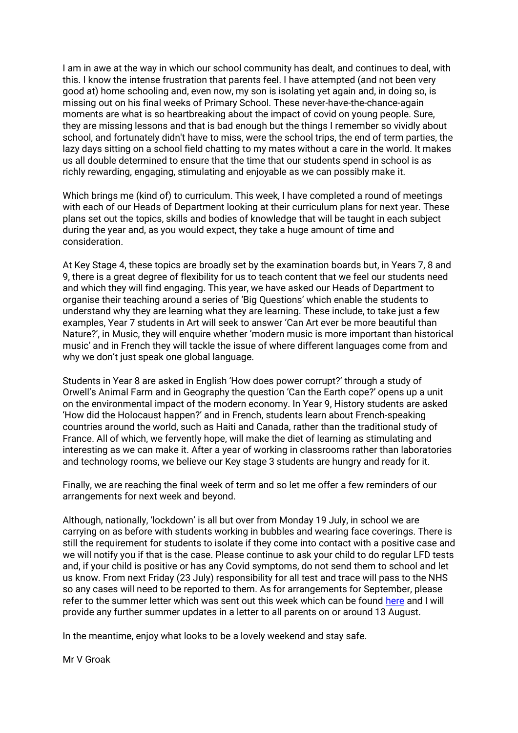I am in awe at the way in which our school community has dealt, and continues to deal, with this. I know the intense frustration that parents feel. I have attempted (and not been very good at) home schooling and, even now, my son is isolating yet again and, in doing so, is missing out on his final weeks of Primary School. These never-have-the-chance-again moments are what is so heartbreaking about the impact of covid on young people. Sure, they are missing lessons and that is bad enough but the things I remember so vividly about school, and fortunately didn't have to miss, were the school trips, the end of term parties, the lazy days sitting on a school field chatting to my mates without a care in the world. It makes us all double determined to ensure that the time that our students spend in school is as richly rewarding, engaging, stimulating and enjoyable as we can possibly make it.

Which brings me (kind of) to curriculum. This week, I have completed a round of meetings with each of our Heads of Department looking at their curriculum plans for next year. These plans set out the topics, skills and bodies of knowledge that will be taught in each subject during the year and, as you would expect, they take a huge amount of time and consideration.

At Key Stage 4, these topics are broadly set by the examination boards but, in Years 7, 8 and 9, there is a great degree of flexibility for us to teach content that we feel our students need and which they will find engaging. This year, we have asked our Heads of Department to organise their teaching around a series of 'Big Questions' which enable the students to understand why they are learning what they are learning. These include, to take just a few examples, Year 7 students in Art will seek to answer 'Can Art ever be more beautiful than Nature?', in Music, they will enquire whether 'modern music is more important than historical music' and in French they will tackle the issue of where different languages come from and why we don't just speak one global language.

Students in Year 8 are asked in English 'How does power corrupt?' through a study of Orwell's Animal Farm and in Geography the question 'Can the Earth cope?' opens up a unit on the environmental impact of the modern economy. In Year 9, History students are asked 'How did the Holocaust happen?' and in French, students learn about French-speaking countries around the world, such as Haiti and Canada, rather than the traditional study of France. All of which, we fervently hope, will make the diet of learning as stimulating and interesting as we can make it. After a year of working in classrooms rather than laboratories and technology rooms, we believe our Key stage 3 students are hungry and ready for it.

Finally, we are reaching the final week of term and so let me offer a few reminders of our arrangements for next week and beyond.

Although, nationally, 'lockdown' is all but over from Monday 19 July, in school we are carrying on as before with students working in bubbles and wearing face coverings. There is still the requirement for students to isolate if they come into contact with a positive case and we will notify you if that is the case. Please continue to ask your child to do regular LFD tests and, if your child is positive or has any Covid symptoms, do not send them to school and let us know. From next Friday (23 July) responsibility for all test and trace will pass to the NHS so any cases will need to be reported to them. As for arrangements for September, please refer to the summer letter which was sent out this week which can be found here and I will provide any further summer updates in a letter to all parents on or around 13 August.

In the meantime, enjoy what looks to be a lovely weekend and stay safe.

Mr V Groak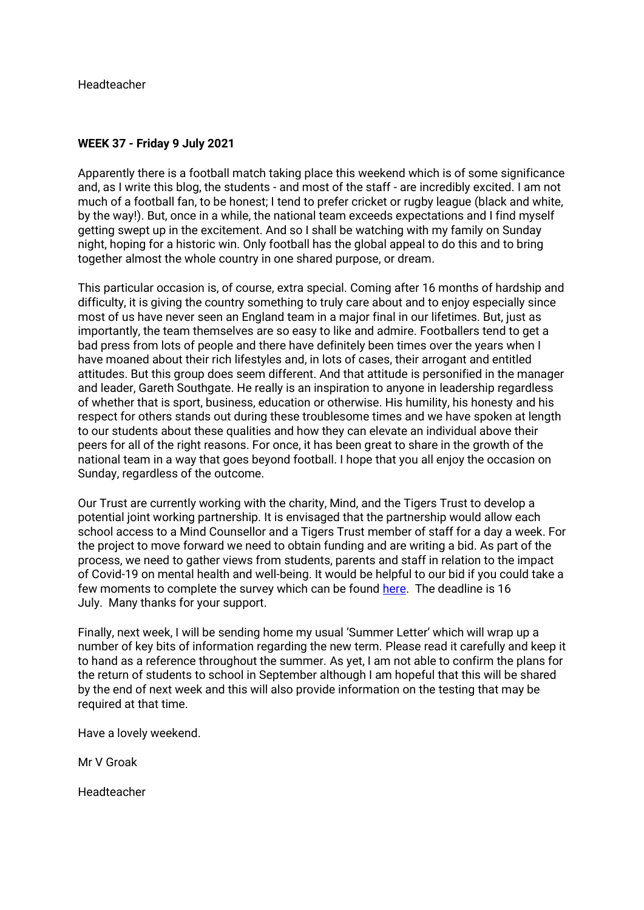Headteacher

**WEEK 37 - Friday 9 July 2021**

Apparently there is a football match taking place this weekend which is of some significance and, as I write this blog, the students - and most of the staff - are incredibly excited. I am not much of a football fan, to be honest; I tend to prefer cricket or rugby league (black and white, by the way!). But, once in a while, the national team exceeds expectations and I find myself getting swept up in the excitement. And so I shall be watching with my family on Sunday night, hoping for a historic win. Only football has the global appeal to do this and to bring together almost the whole country in one shared purpose, or dream.

This particular occasion is, of course, extra special. Coming after 16 months of hardship and difficulty, it is giving the country something to truly care about and to enjoy especially since most of us have never seen an England team in a major final in our lifetimes. But, just as importantly, the team themselves are so easy to like and admire. Footballers tend to get a bad press from lots of people and there have definitely been times over the years when I have moaned about their rich lifestyles and, in lots of cases, their arrogant and entitled attitudes. But this group does seem different. And that attitude is personified in the manager and leader, Gareth Southgate. He really is an inspiration to anyone in leadership regardless of whether that is sport, business, education or otherwise. His humility, his honesty and his respect for others stands out during these troublesome times and we have spoken at length to our students about these qualities and how they can elevate an individual above their peers for all of the right reasons. For once, it has been great to share in the growth of the national team in a way that goes beyond football. I hope that you all enjoy the occasion on Sunday, regardless of the outcome.

Our Trust are currently working with the charity, Mind, and the Tigers Trust to develop a potential joint working partnership. It is envisaged that the partnership would allow each school access to a Mind Counsellor and a Tigers Trust member of staff for a day a week. For the project to move forward we need to obtain funding and are writing a bid. As part of the process, we need to gather views from students, parents and staff in relation to the impact of Covid-19 on mental health and well-being. It would be helpful to our bid if you could take a few moments to complete the survey which can be found here. The deadline is 16 July. Many thanks for your support.

Finally, next week, I will be sending home my usual 'Summer Letter' which will wrap up a number of key bits of information regarding the new term. Please read it carefully and keep it to hand as a reference throughout the summer. As yet, I am not able to confirm the plans for the return of students to school in September although I am hopeful that this will be shared by the end of next week and this will also provide information on the testing that may be required at that time.

Have a lovely weekend.

Mr V Groak

Headteacher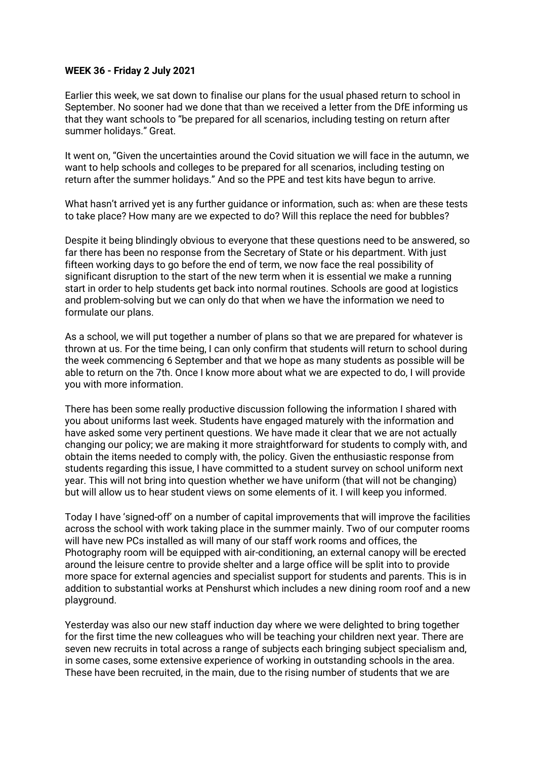**WEEK 36 - Friday 2 July 2021**

Earlier this week, we sat down to finalise our plans for the usual phased return to school in September. No sooner had we done that than we received a letter from the DfE informing us that they want schools to "be prepared for all scenarios, including testing on return after summer holidays." Great.

It went on, "Given the uncertainties around the Covid situation we will face in the autumn, we want to help schools and colleges to be prepared for all scenarios, including testing on return after the summer holidays." And so the PPE and test kits have begun to arrive.

What hasn't arrived yet is any further guidance or information, such as: when are these tests to take place? How many are we expected to do? Will this replace the need for bubbles?

Despite it being blindingly obvious to everyone that these questions need to be answered, so far there has been no response from the Secretary of State or his department. With just fifteen working days to go before the end of term, we now face the real possibility of significant disruption to the start of the new term when it is essential we make a running start in order to help students get back into normal routines. Schools are good at logistics and problem-solving but we can only do that when we have the information we need to formulate our plans.

As a school, we will put together a number of plans so that we are prepared for whatever is thrown at us. For the time being, I can only confirm that students will return to school during the week commencing 6 September and that we hope as many students as possible will be able to return on the 7th. Once I know more about what we are expected to do, I will provide you with more information.

There has been some really productive discussion following the information I shared with you about uniforms last week. Students have engaged maturely with the information and have asked some very pertinent questions. We have made it clear that we are not actually changing our policy; we are making it more straightforward for students to comply with, and obtain the items needed to comply with, the policy. Given the enthusiastic response from students regarding this issue, I have committed to a student survey on school uniform next year. This will not bring into question whether we have uniform (that will not be changing) but will allow us to hear student views on some elements of it. I will keep you informed.

Today I have 'signed-off' on a number of capital improvements that will improve the facilities across the school with work taking place in the summer mainly. Two of our computer rooms will have new PCs installed as will many of our staff work rooms and offices, the Photography room will be equipped with air-conditioning, an external canopy will be erected around the leisure centre to provide shelter and a large office will be split into to provide more space for external agencies and specialist support for students and parents. This is in addition to substantial works at Penshurst which includes a new dining room roof and a new playground.

Yesterday was also our new staff induction day where we were delighted to bring together for the first time the new colleagues who will be teaching your children next year. There are seven new recruits in total across a range of subjects each bringing subject specialism and, in some cases, some extensive experience of working in outstanding schools in the area. These have been recruited, in the main, due to the rising number of students that we are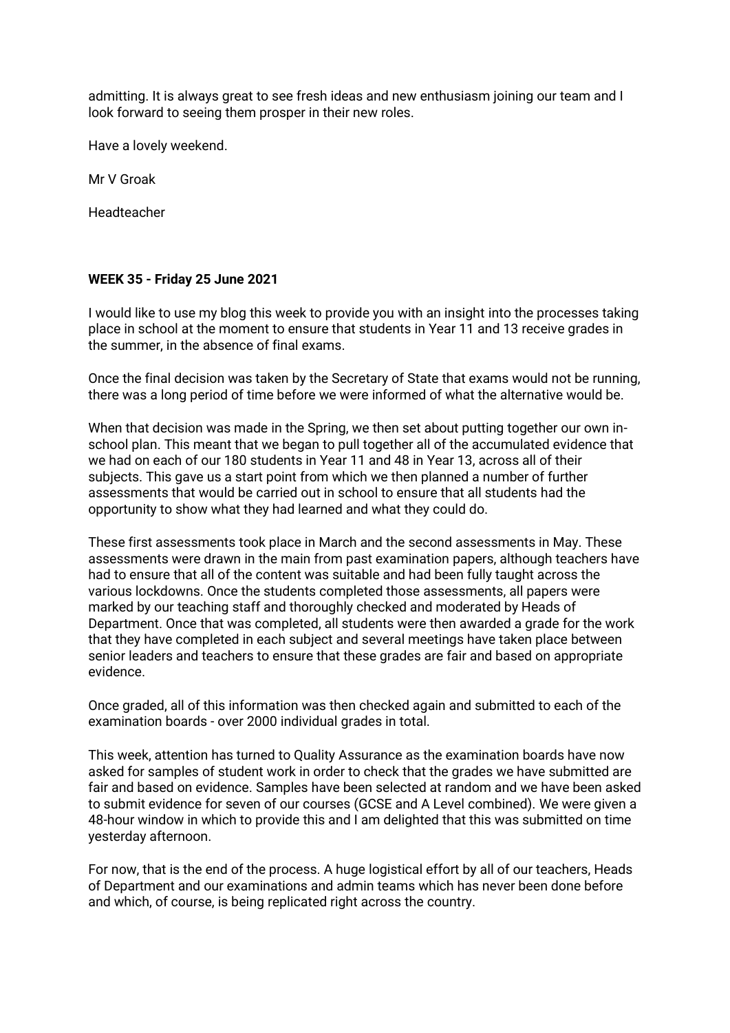admitting. It is always great to see fresh ideas and new enthusiasm joining our team and I look forward to seeing them prosper in their new roles.

Have a lovely weekend.

Mr V Groak

Headteacher

**WEEK 35 - Friday 25 June 2021**

I would like to use my blog this week to provide you with an insight into the processes taking place in school at the moment to ensure that students in Year 11 and 13 receive grades in the summer, in the absence of final exams.

Once the final decision was taken by the Secretary of State that exams would not be running, there was a long period of time before we were informed of what the alternative would be.

When that decision was made in the Spring, we then set about putting together our own in-school plan. This meant that we began to pull together all of the accumulated evidence that we had on each of our 180 students in Year 11 and 48 in Year 13, across all of their subjects. This gave us a start point from which we then planned a number of further assessments that would be carried out in school to ensure that all students had the opportunity to show what they had learned and what they could do.

These first assessments took place in March and the second assessments in May. These assessments were drawn in the main from past examination papers, although teachers have had to ensure that all of the content was suitable and had been fully taught across the various lockdowns. Once the students completed those assessments, all papers were marked by our teaching staff and thoroughly checked and moderated by Heads of Department. Once that was completed, all students were then awarded a grade for the work that they have completed in each subject and several meetings have taken place between senior leaders and teachers to ensure that these grades are fair and based on appropriate evidence.

Once graded, all of this information was then checked again and submitted to each of the examination boards - over 2000 individual grades in total.

This week, attention has turned to Quality Assurance as the examination boards have now asked for samples of student work in order to check that the grades we have submitted are fair and based on evidence. Samples have been selected at random and we have been asked to submit evidence for seven of our courses (GCSE and A Level combined). We were given a 48-hour window in which to provide this and I am delighted that this was submitted on time yesterday afternoon.

For now, that is the end of the process. A huge logistical effort by all of our teachers, Heads of Department and our examinations and admin teams which has never been done before and which, of course, is being replicated right across the country.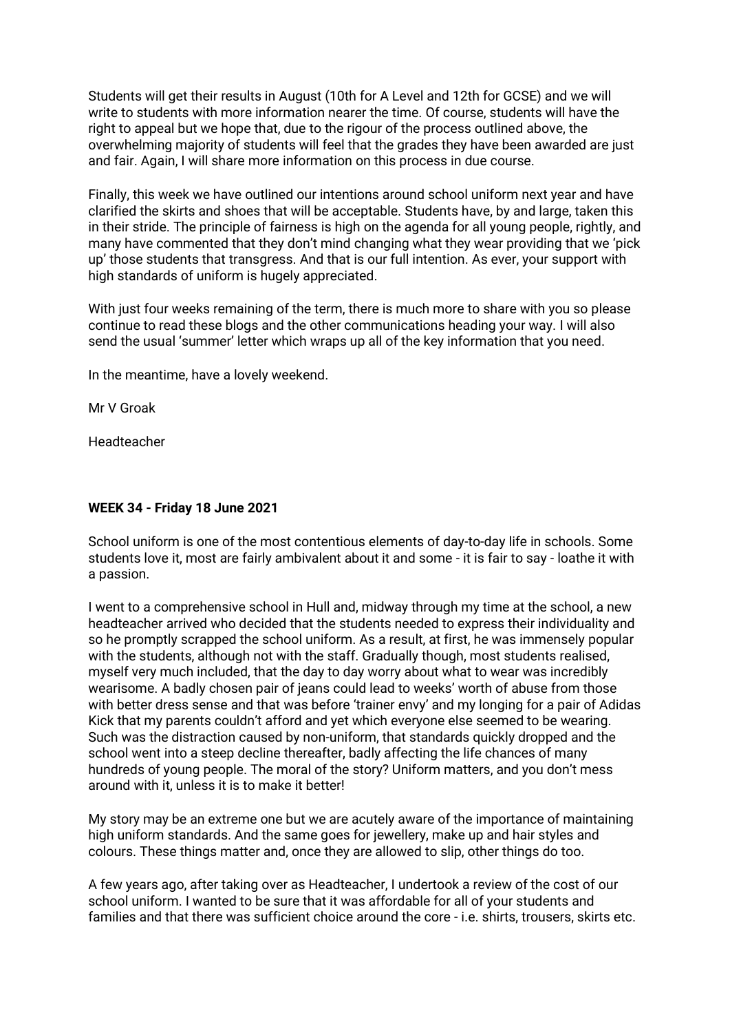Students will get their results in August (10th for A Level and 12th for GCSE) and we will write to students with more information nearer the time. Of course, students will have the right to appeal but we hope that, due to the rigour of the process outlined above, the overwhelming majority of students will feel that the grades they have been awarded are just and fair. Again, I will share more information on this process in due course.

Finally, this week we have outlined our intentions around school uniform next year and have clarified the skirts and shoes that will be acceptable. Students have, by and large, taken this in their stride. The principle of fairness is high on the agenda for all young people, rightly, and many have commented that they don't mind changing what they wear providing that we 'pick up' those students that transgress. And that is our full intention. As ever, your support with high standards of uniform is hugely appreciated.

With just four weeks remaining of the term, there is much more to share with you so please continue to read these blogs and the other communications heading your way. I will also send the usual 'summer' letter which wraps up all of the key information that you need.

In the meantime, have a lovely weekend.

Mr V Groak

Headteacher

**WEEK 34 - Friday 18 June 2021**

School uniform is one of the most contentious elements of day-to-day life in schools. Some students love it, most are fairly ambivalent about it and some - it is fair to say - loathe it with a passion.

I went to a comprehensive school in Hull and, midway through my time at the school, a new headteacher arrived who decided that the students needed to express their individuality and so he promptly scrapped the school uniform. As a result, at first, he was immensely popular with the students, although not with the staff. Gradually though, most students realised, myself very much included, that the day to day worry about what to wear was incredibly wearisome. A badly chosen pair of jeans could lead to weeks' worth of abuse from those with better dress sense and that was before 'trainer envy' and my longing for a pair of Adidas Kick that my parents couldn't afford and yet which everyone else seemed to be wearing. Such was the distraction caused by non-uniform, that standards quickly dropped and the school went into a steep decline thereafter, badly affecting the life chances of many hundreds of young people. The moral of the story? Uniform matters, and you don't mess around with it, unless it is to make it better!

My story may be an extreme one but we are acutely aware of the importance of maintaining high uniform standards. And the same goes for jewellery, make up and hair styles and colours. These things matter and, once they are allowed to slip, other things do too.

A few years ago, after taking over as Headteacher, I undertook a review of the cost of our school uniform. I wanted to be sure that it was affordable for all of your students and families and that there was sufficient choice around the core - i.e. shirts, trousers, skirts etc.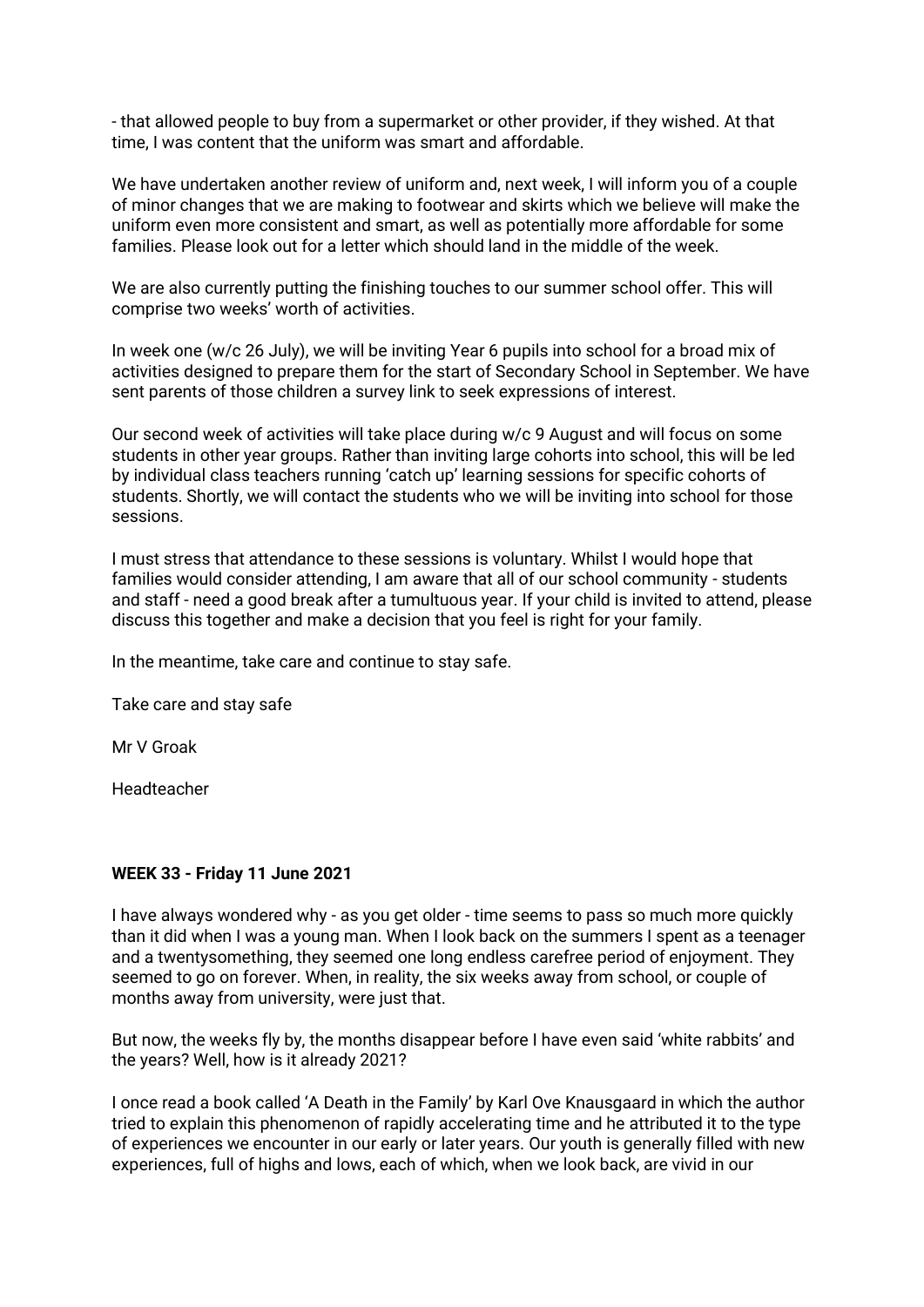- that allowed people to buy from a supermarket or other provider, if they wished. At that time, I was content that the uniform was smart and affordable.

We have undertaken another review of uniform and, next week, I will inform you of a couple of minor changes that we are making to footwear and skirts which we believe will make the uniform even more consistent and smart, as well as potentially more affordable for some families. Please look out for a letter which should land in the middle of the week.

We are also currently putting the finishing touches to our summer school offer. This will comprise two weeks' worth of activities.

In week one (w/c 26 July), we will be inviting Year 6 pupils into school for a broad mix of activities designed to prepare them for the start of Secondary School in September. We have sent parents of those children a survey link to seek expressions of interest.

Our second week of activities will take place during w/c 9 August and will focus on some students in other year groups. Rather than inviting large cohorts into school, this will be led by individual class teachers running 'catch up' learning sessions for specific cohorts of students. Shortly, we will contact the students who we will be inviting into school for those sessions.

I must stress that attendance to these sessions is voluntary. Whilst I would hope that families would consider attending, I am aware that all of our school community - students and staff - need a good break after a tumultuous year. If your child is invited to attend, please discuss this together and make a decision that you feel is right for your family.

In the meantime, take care and continue to stay safe.

Take care and stay safe

Mr V Groak

Headteacher

**WEEK 33 - Friday 11 June 2021**

I have always wondered why - as you get older - time seems to pass so much more quickly than it did when I was a young man. When I look back on the summers I spent as a teenager and a twentysomething, they seemed one long endless carefree period of enjoyment. They seemed to go on forever. When, in reality, the six weeks away from school, or couple of months away from university, were just that.

But now, the weeks fly by, the months disappear before I have even said 'white rabbits' and the years? Well, how is it already 2021?

I once read a book called 'A Death in the Family' by Karl Ove Knausgaard in which the author tried to explain this phenomenon of rapidly accelerating time and he attributed it to the type of experiences we encounter in our early or later years. Our youth is generally filled with new experiences, full of highs and lows, each of which, when we look back, are vivid in our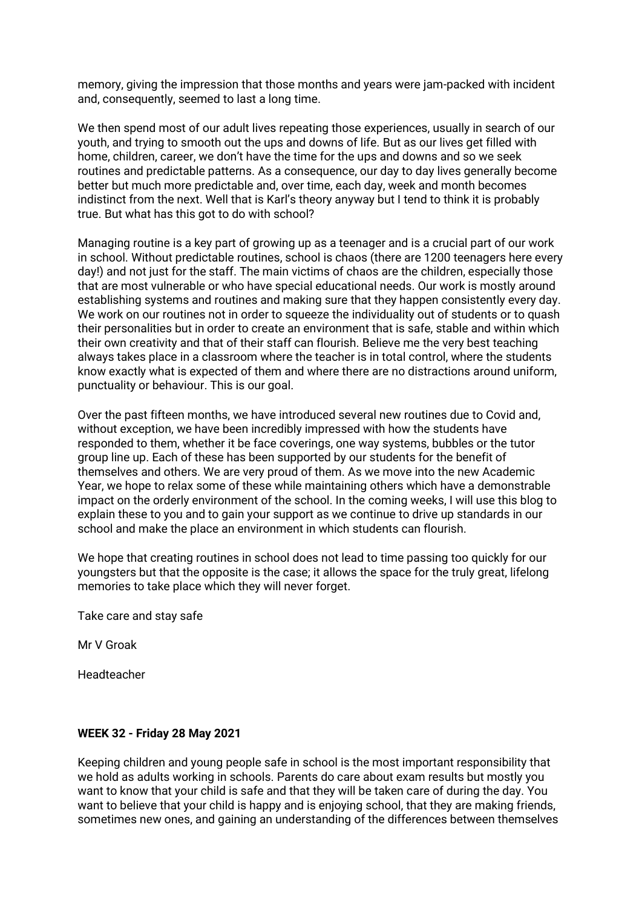memory, giving the impression that those months and years were jam-packed with incident and, consequently, seemed to last a long time.

We then spend most of our adult lives repeating those experiences, usually in search of our youth, and trying to smooth out the ups and downs of life. But as our lives get filled with home, children, career, we don't have the time for the ups and downs and so we seek routines and predictable patterns. As a consequence, our day to day lives generally become better but much more predictable and, over time, each day, week and month becomes indistinct from the next. Well that is Karl's theory anyway but I tend to think it is probably true. But what has this got to do with school?

Managing routine is a key part of growing up as a teenager and is a crucial part of our work in school. Without predictable routines, school is chaos (there are 1200 teenagers here every day!) and not just for the staff. The main victims of chaos are the children, especially those that are most vulnerable or who have special educational needs. Our work is mostly around establishing systems and routines and making sure that they happen consistently every day. We work on our routines not in order to squeeze the individuality out of students or to quash their personalities but in order to create an environment that is safe, stable and within which their own creativity and that of their staff can flourish. Believe me the very best teaching always takes place in a classroom where the teacher is in total control, where the students know exactly what is expected of them and where there are no distractions around uniform, punctuality or behaviour. This is our goal.

Over the past fifteen months, we have introduced several new routines due to Covid and, without exception, we have been incredibly impressed with how the students have responded to them, whether it be face coverings, one way systems, bubbles or the tutor group line up. Each of these has been supported by our students for the benefit of themselves and others. We are very proud of them. As we move into the new Academic Year, we hope to relax some of these while maintaining others which have a demonstrable impact on the orderly environment of the school. In the coming weeks, I will use this blog to explain these to you and to gain your support as we continue to drive up standards in our school and make the place an environment in which students can flourish.

We hope that creating routines in school does not lead to time passing too quickly for our youngsters but that the opposite is the case; it allows the space for the truly great, lifelong memories to take place which they will never forget.

Take care and stay safe

Mr V Groak

Headteacher

**WEEK 32 - Friday 28 May 2021**

Keeping children and young people safe in school is the most important responsibility that we hold as adults working in schools. Parents do care about exam results but mostly you want to know that your child is safe and that they will be taken care of during the day. You want to believe that your child is happy and is enjoying school, that they are making friends, sometimes new ones, and gaining an understanding of the differences between themselves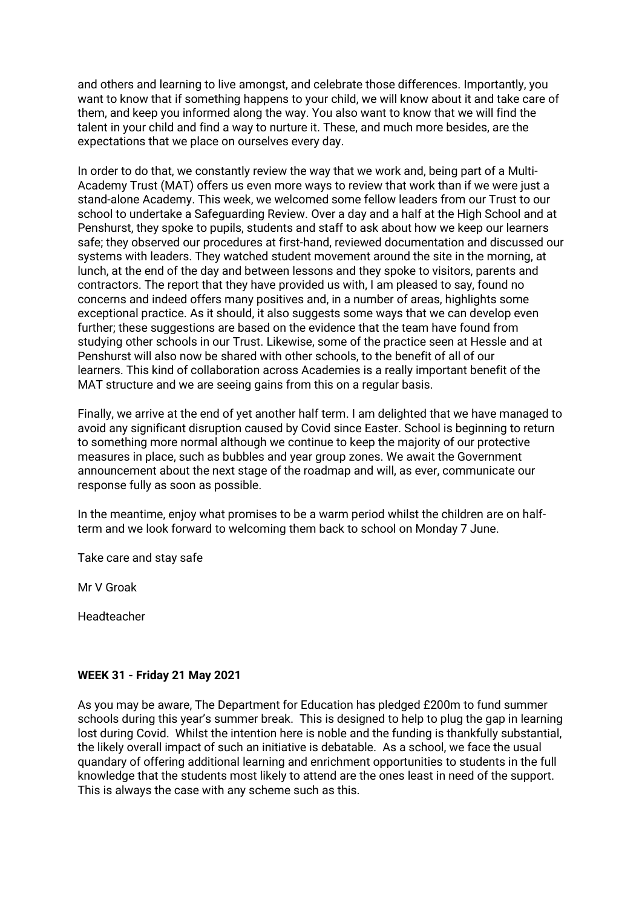and others and learning to live amongst, and celebrate those differences. Importantly, you want to know that if something happens to your child, we will know about it and take care of them, and keep you informed along the way. You also want to know that we will find the talent in your child and find a way to nurture it. These, and much more besides, are the expectations that we place on ourselves every day.

In order to do that, we constantly review the way that we work and, being part of a Multi-Academy Trust (MAT) offers us even more ways to review that work than if we were just a stand-alone Academy. This week, we welcomed some fellow leaders from our Trust to our school to undertake a Safeguarding Review. Over a day and a half at the High School and at Penshurst, they spoke to pupils, students and staff to ask about how we keep our learners safe; they observed our procedures at first-hand, reviewed documentation and discussed our systems with leaders. They watched student movement around the site in the morning, at lunch, at the end of the day and between lessons and they spoke to visitors, parents and contractors. The report that they have provided us with, I am pleased to say, found no concerns and indeed offers many positives and, in a number of areas, highlights some exceptional practice. As it should, it also suggests some ways that we can develop even further; these suggestions are based on the evidence that the team have found from studying other schools in our Trust. Likewise, some of the practice seen at Hessle and at Penshurst will also now be shared with other schools, to the benefit of all of our learners. This kind of collaboration across Academies is a really important benefit of the MAT structure and we are seeing gains from this on a regular basis.

Finally, we arrive at the end of yet another half term. I am delighted that we have managed to avoid any significant disruption caused by Covid since Easter. School is beginning to return to something more normal although we continue to keep the majority of our protective measures in place, such as bubbles and year group zones. We await the Government announcement about the next stage of the roadmap and will, as ever, communicate our response fully as soon as possible.

In the meantime, enjoy what promises to be a warm period whilst the children are on half-term and we look forward to welcoming them back to school on Monday 7 June.

Take care and stay safe

Mr V Groak

Headteacher

**WEEK 31 - Friday 21 May 2021**

As you may be aware, The Department for Education has pledged £200m to fund summer schools during this year's summer break. This is designed to help to plug the gap in learning lost during Covid. Whilst the intention here is noble and the funding is thankfully substantial, the likely overall impact of such an initiative is debatable. As a school, we face the usual quandary of offering additional learning and enrichment opportunities to students in the full knowledge that the students most likely to attend are the ones least in need of the support. This is always the case with any scheme such as this.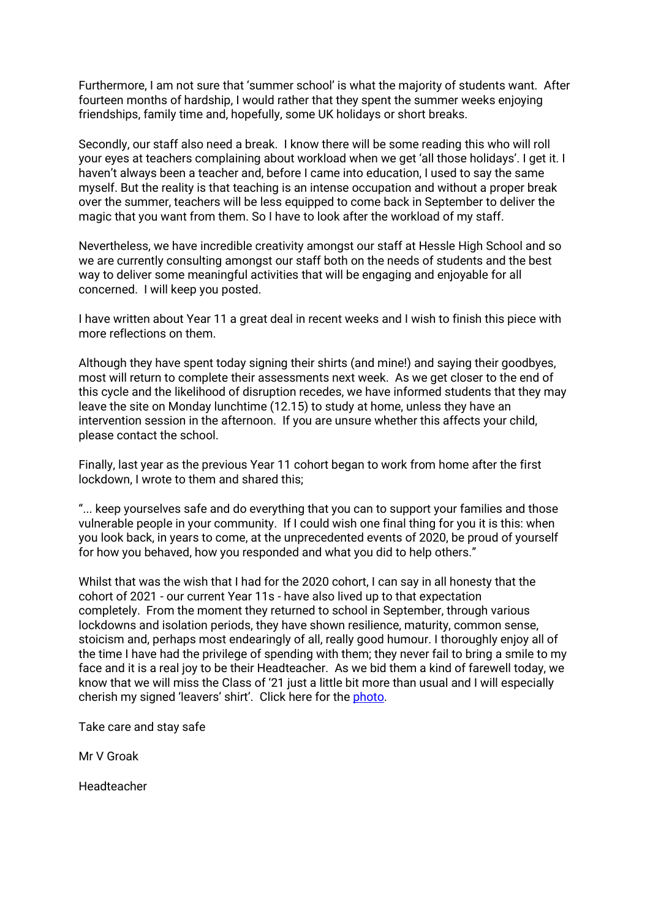Furthermore, I am not sure that 'summer school' is what the majority of students want. After fourteen months of hardship, I would rather that they spent the summer weeks enjoying friendships, family time and, hopefully, some UK holidays or short breaks.

Secondly, our staff also need a break. I know there will be some reading this who will roll your eyes at teachers complaining about workload when we get 'all those holidays'. I get it. I haven't always been a teacher and, before I came into education, I used to say the same myself. But the reality is that teaching is an intense occupation and without a proper break over the summer, teachers will be less equipped to come back in September to deliver the magic that you want from them. So I have to look after the workload of my staff.

Nevertheless, we have incredible creativity amongst our staff at Hessle High School and so we are currently consulting amongst our staff both on the needs of students and the best way to deliver some meaningful activities that will be engaging and enjoyable for all concerned. I will keep you posted.

I have written about Year 11 a great deal in recent weeks and I wish to finish this piece with more reflections on them.

Although they have spent today signing their shirts (and mine!) and saying their goodbyes, most will return to complete their assessments next week. As we get closer to the end of this cycle and the likelihood of disruption recedes, we have informed students that they may leave the site on Monday lunchtime (12.15) to study at home, unless they have an intervention session in the afternoon. If you are unsure whether this affects your child, please contact the school.

Finally, last year as the previous Year 11 cohort began to work from home after the first lockdown, I wrote to them and shared this;

"... keep yourselves safe and do everything that you can to support your families and those vulnerable people in your community. If I could wish one final thing for you it is this: when you look back, in years to come, at the unprecedented events of 2020, be proud of yourself for how you behaved, how you responded and what you did to help others."

Whilst that was the wish that I had for the 2020 cohort, I can say in all honesty that the cohort of 2021 - our current Year 11s - have also lived up to that expectation completely. From the moment they returned to school in September, through various lockdowns and isolation periods, they have shown resilience, maturity, common sense, stoicism and, perhaps most endearingly of all, really good humour. I thoroughly enjoy all of the time I have had the privilege of spending with them; they never fail to bring a smile to my face and it is a real joy to be their Headteacher. As we bid them a kind of farewell today, we know that we will miss the Class of '21 just a little bit more than usual and I will especially cherish my signed 'leavers' shirt'. Click here for the photo.

Take care and stay safe

Mr V Groak

Headteacher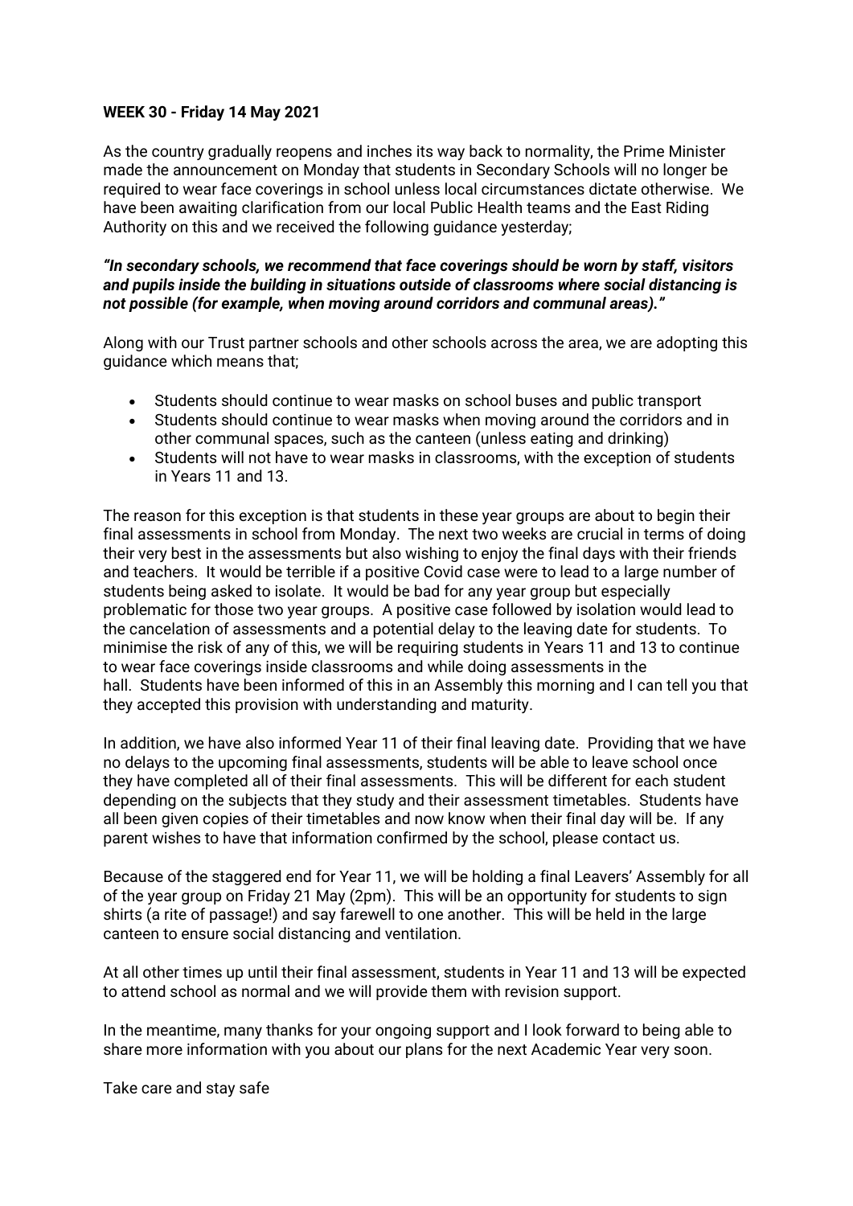**WEEK 30 - Friday 14 May 2021**

As the country gradually reopens and inches its way back to normality, the Prime Minister made the announcement on Monday that students in Secondary Schools will no longer be required to wear face coverings in school unless local circumstances dictate otherwise. We have been awaiting clarification from our local Public Health teams and the East Riding Authority on this and we received the following guidance yesterday;

***"In secondary schools, we recommend that face coverings should be worn by staff, visitors and pupils inside the building in situations outside of classrooms where social distancing is not possible (for example, when moving around corridors and communal areas)."***

Along with our Trust partner schools and other schools across the area, we are adopting this guidance which means that;

- Students should continue to wear masks on school buses and public transport
- Students should continue to wear masks when moving around the corridors and in other communal spaces, such as the canteen (unless eating and drinking)
- Students will not have to wear masks in classrooms, with the exception of students in Years 11 and 13.

The reason for this exception is that students in these year groups are about to begin their final assessments in school from Monday. The next two weeks are crucial in terms of doing their very best in the assessments but also wishing to enjoy the final days with their friends and teachers. It would be terrible if a positive Covid case were to lead to a large number of students being asked to isolate. It would be bad for any year group but especially problematic for those two year groups. A positive case followed by isolation would lead to the cancelation of assessments and a potential delay to the leaving date for students. To minimise the risk of any of this, we will be requiring students in Years 11 and 13 to continue to wear face coverings inside classrooms and while doing assessments in the hall. Students have been informed of this in an Assembly this morning and I can tell you that they accepted this provision with understanding and maturity.

In addition, we have also informed Year 11 of their final leaving date. Providing that we have no delays to the upcoming final assessments, students will be able to leave school once they have completed all of their final assessments. This will be different for each student depending on the subjects that they study and their assessment timetables. Students have all been given copies of their timetables and now know when their final day will be. If any parent wishes to have that information confirmed by the school, please contact us.

Because of the staggered end for Year 11, we will be holding a final Leavers' Assembly for all of the year group on Friday 21 May (2pm). This will be an opportunity for students to sign shirts (a rite of passage!) and say farewell to one another. This will be held in the large canteen to ensure social distancing and ventilation.

At all other times up until their final assessment, students in Year 11 and 13 will be expected to attend school as normal and we will provide them with revision support.

In the meantime, many thanks for your ongoing support and I look forward to being able to share more information with you about our plans for the next Academic Year very soon.

Take care and stay safe